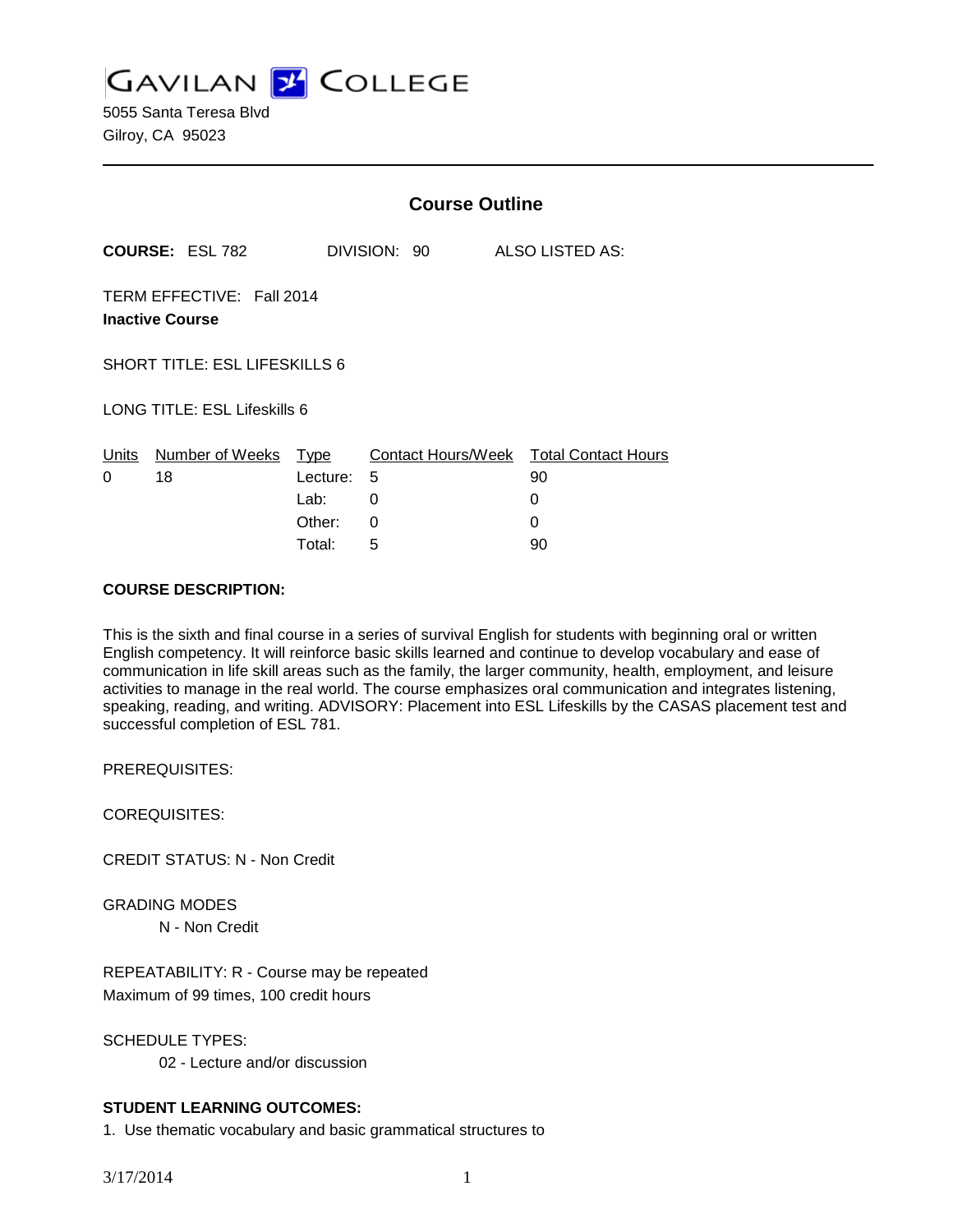GAVILAN COLLEGE

5055 Santa Teresa Blvd
Gilroy, CA 95023

## Course Outline

**COURSE:** ESL 782 DIVISION: 90 ALSO LISTED AS:

TERM EFFECTIVE: Fall 2014
**Inactive Course**

SHORT TITLE: ESL LIFESKILLS 6

LONG TITLE: ESL Lifeskills 6

| Units | Number of Weeks | Type | Contact Hours/Week | Total Contact Hours |
|---|---|---|---|---|
| 0 | 18 | Lecture: | 5 | 90 |
| | | Lab: | 0 | 0 |
| | | Other: | 0 | 0 |
| | | Total: | 5 | 90 |

**COURSE DESCRIPTION:**

This is the sixth and final course in a series of survival English for students with beginning oral or written English competency. It will reinforce basic skills learned and continue to develop vocabulary and ease of communication in life skill areas such as the family, the larger community, health, employment, and leisure activities to manage in the real world. The course emphasizes oral communication and integrates listening, speaking, reading, and writing. ADVISORY: Placement into ESL Lifeskills by the CASAS placement test and successful completion of ESL 781.

PREREQUISITES:

COREQUISITES:

CREDIT STATUS: N - Non Credit

GRADING MODES
N - Non Credit

REPEATABILITY: R - Course may be repeated
Maximum of 99 times, 100 credit hours

SCHEDULE TYPES:
02 - Lecture and/or discussion

**STUDENT LEARNING OUTCOMES:**

1. Use thematic vocabulary and basic grammatical structures to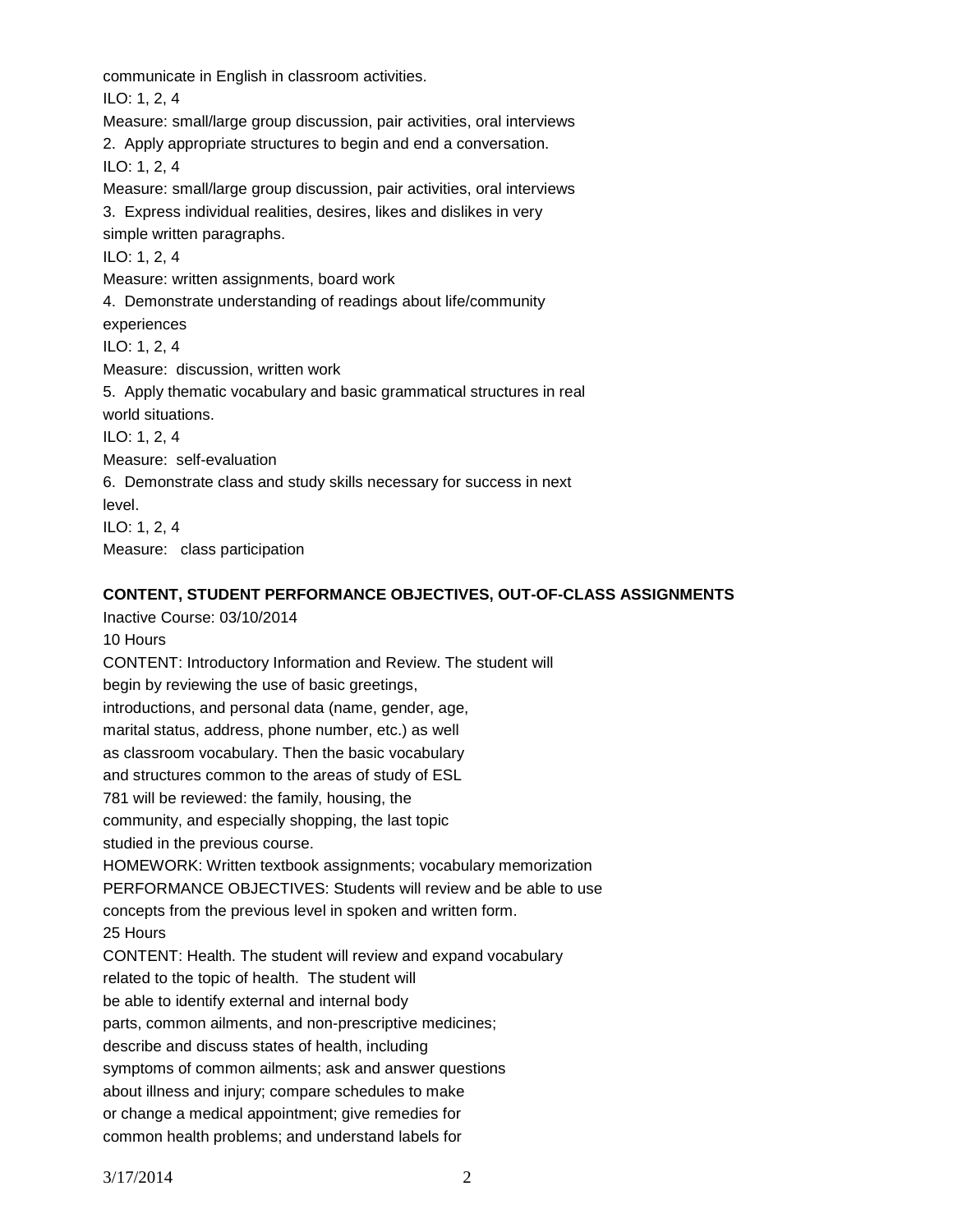communicate in English in classroom activities.
ILO: 1, 2, 4
Measure: small/large group discussion, pair activities, oral interviews
2. Apply appropriate structures to begin and end a conversation.
ILO: 1, 2, 4
Measure: small/large group discussion, pair activities, oral interviews
3. Express individual realities, desires, likes and dislikes in very simple written paragraphs.
ILO: 1, 2, 4
Measure: written assignments, board work
4. Demonstrate understanding of readings about life/community experiences
ILO: 1, 2, 4
Measure: discussion, written work
5. Apply thematic vocabulary and basic grammatical structures in real world situations.
ILO: 1, 2, 4
Measure: self-evaluation
6. Demonstrate class and study skills necessary for success in next level.
ILO: 1, 2, 4
Measure: class participation

**CONTENT, STUDENT PERFORMANCE OBJECTIVES, OUT-OF-CLASS ASSIGNMENTS**

Inactive Course: 03/10/2014
10 Hours
CONTENT: Introductory Information and Review. The student will begin by reviewing the use of basic greetings, introductions, and personal data (name, gender, age, marital status, address, phone number, etc.) as well as classroom vocabulary. Then the basic vocabulary and structures common to the areas of study of ESL 781 will be reviewed: the family, housing, the community, and especially shopping, the last topic studied in the previous course.
HOMEWORK: Written textbook assignments; vocabulary memorization
PERFORMANCE OBJECTIVES: Students will review and be able to use concepts from the previous level in spoken and written form.
25 Hours
CONTENT: Health. The student will review and expand vocabulary related to the topic of health. The student will be able to identify external and internal body parts, common ailments, and non-prescriptive medicines; describe and discuss states of health, including symptoms of common ailments; ask and answer questions about illness and injury; compare schedules to make or change a medical appointment; give remedies for common health problems; and understand labels for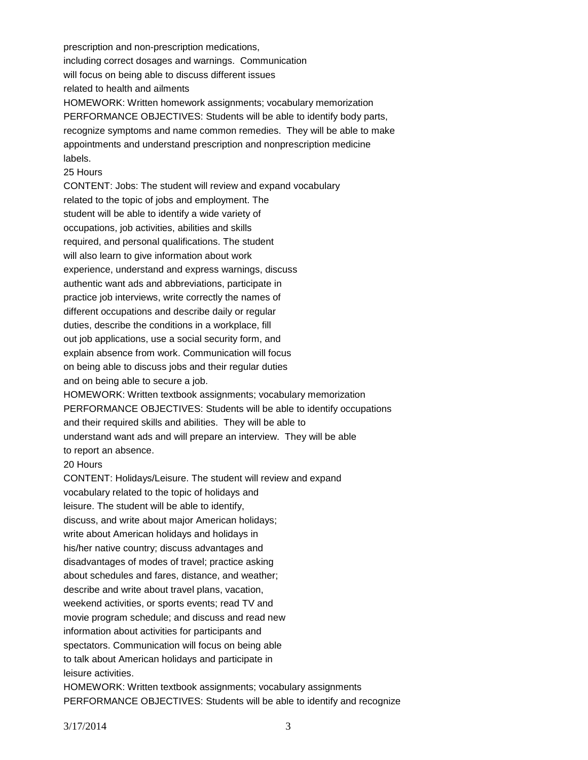prescription and non-prescription medications, including correct dosages and warnings. Communication will focus on being able to discuss different issues related to health and ailments

HOMEWORK: Written homework assignments; vocabulary memorization

PERFORMANCE OBJECTIVES: Students will be able to identify body parts, recognize symptoms and name common remedies. They will be able to make appointments and understand prescription and nonprescription medicine labels.

25 Hours

CONTENT: Jobs: The student will review and expand vocabulary related to the topic of jobs and employment. The student will be able to identify a wide variety of occupations, job activities, abilities and skills required, and personal qualifications. The student will also learn to give information about work experience, understand and express warnings, discuss authentic want ads and abbreviations, participate in practice job interviews, write correctly the names of different occupations and describe daily or regular duties, describe the conditions in a workplace, fill out job applications, use a social security form, and explain absence from work. Communication will focus on being able to discuss jobs and their regular duties and on being able to secure a job.

HOMEWORK: Written textbook assignments; vocabulary memorization

PERFORMANCE OBJECTIVES: Students will be able to identify occupations and their required skills and abilities. They will be able to understand want ads and will prepare an interview. They will be able to report an absence.

20 Hours

CONTENT: Holidays/Leisure. The student will review and expand vocabulary related to the topic of holidays and leisure. The student will be able to identify, discuss, and write about major American holidays; write about American holidays and holidays in his/her native country; discuss advantages and disadvantages of modes of travel; practice asking about schedules and fares, distance, and weather; describe and write about travel plans, vacation, weekend activities, or sports events; read TV and movie program schedule; and discuss and read new information about activities for participants and spectators. Communication will focus on being able to talk about American holidays and participate in leisure activities.

HOMEWORK: Written textbook assignments; vocabulary assignments

PERFORMANCE OBJECTIVES: Students will be able to identify and recognize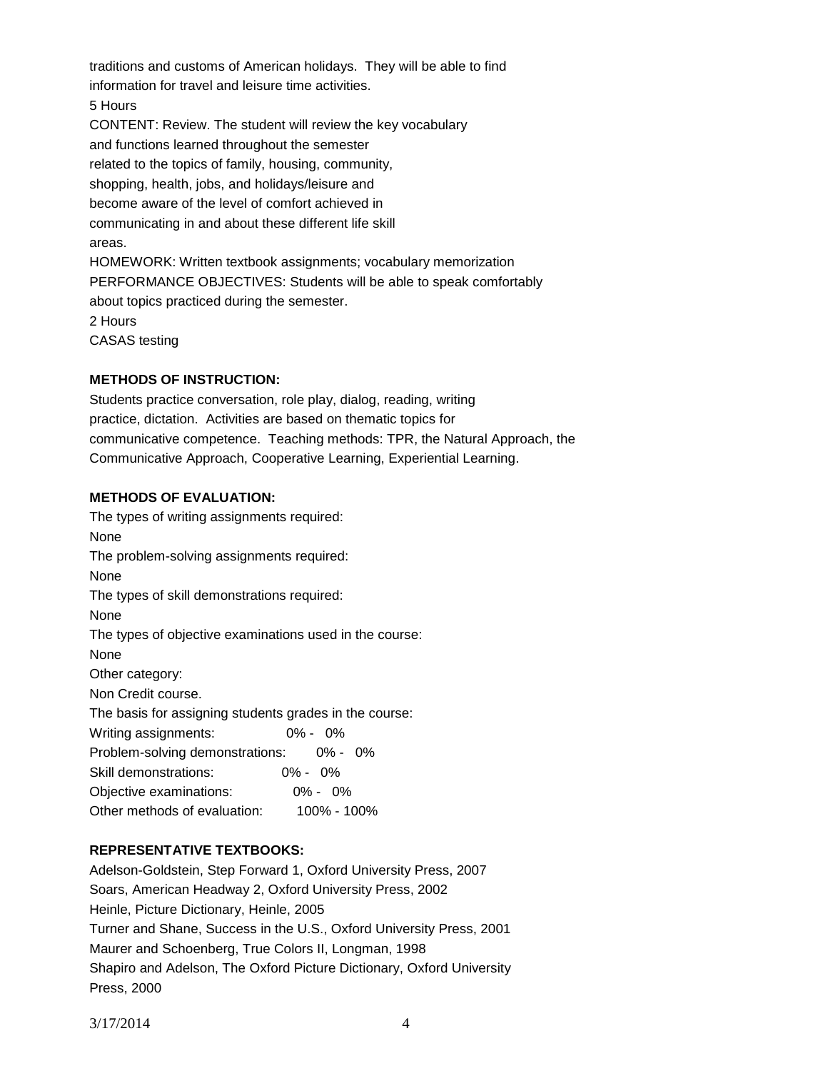traditions and customs of American holidays. They will be able to find information for travel and leisure time activities.

5 Hours

CONTENT: Review. The student will review the key vocabulary and functions learned throughout the semester related to the topics of family, housing, community, shopping, health, jobs, and holidays/leisure and become aware of the level of comfort achieved in communicating in and about these different life skill areas.

HOMEWORK: Written textbook assignments; vocabulary memorization

PERFORMANCE OBJECTIVES: Students will be able to speak comfortably about topics practiced during the semester.

2 Hours

CASAS testing

**METHODS OF INSTRUCTION:**

Students practice conversation, role play, dialog, reading, writing practice, dictation. Activities are based on thematic topics for communicative competence. Teaching methods: TPR, the Natural Approach, the Communicative Approach, Cooperative Learning, Experiential Learning.

**METHODS OF EVALUATION:**

The types of writing assignments required:
None
The problem-solving assignments required:
None
The types of skill demonstrations required:
None
The types of objective examinations used in the course:
None
Other category:
Non Credit course.
The basis for assigning students grades in the course:
Writing assignments: 0% - 0%
Problem-solving demonstrations: 0% - 0%
Skill demonstrations: 0% - 0%
Objective examinations: 0% - 0%
Other methods of evaluation: 100% - 100%

**REPRESENTATIVE TEXTBOOKS:**

Adelson-Goldstein, Step Forward 1, Oxford University Press, 2007
Soars, American Headway 2, Oxford University Press, 2002
Heinle, Picture Dictionary, Heinle, 2005
Turner and Shane, Success in the U.S., Oxford University Press, 2001
Maurer and Schoenberg, True Colors II, Longman, 1998
Shapiro and Adelson, The Oxford Picture Dictionary, Oxford University Press, 2000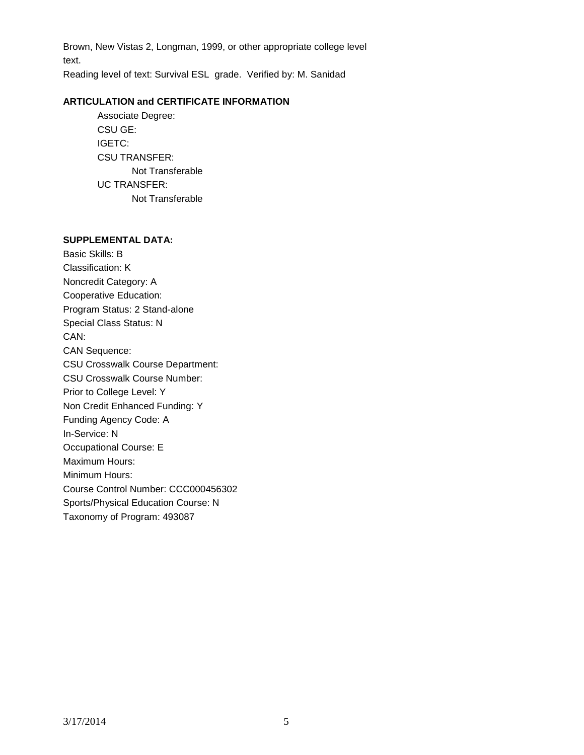Brown, New Vistas 2, Longman, 1999, or other appropriate college level text.
Reading level of text: Survival ESL grade. Verified by: M. Sanidad

**ARTICULATION and CERTIFICATE INFORMATION**

Associate Degree:
CSU GE:
IGETC:
CSU TRANSFER:
Not Transferable
UC TRANSFER:
Not Transferable

**SUPPLEMENTAL DATA:**

Basic Skills: B
Classification: K
Noncredit Category: A
Cooperative Education:
Program Status: 2 Stand-alone
Special Class Status: N
CAN:
CAN Sequence:
CSU Crosswalk Course Department:
CSU Crosswalk Course Number:
Prior to College Level: Y
Non Credit Enhanced Funding: Y
Funding Agency Code: A
In-Service: N
Occupational Course: E
Maximum Hours:
Minimum Hours:
Course Control Number: CCC000456302
Sports/Physical Education Course: N
Taxonomy of Program: 493087